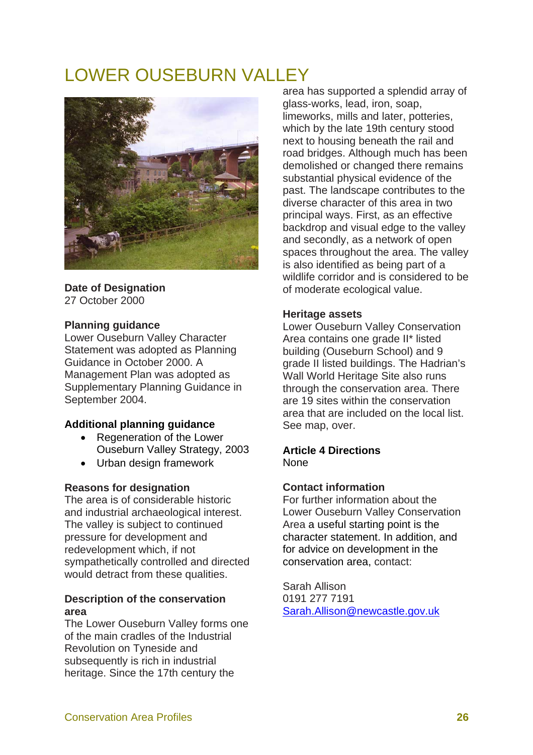# LOWER OUSEBURN VALLEY

**Date of Designation**
27 October 2000

**Planning guidance**
Lower Ouseburn Valley Character Statement was adopted as Planning Guidance in October 2000. A Management Plan was adopted as Supplementary Planning Guidance in September 2004.

**Additional planning guidance**

- Regeneration of the Lower Ouseburn Valley Strategy, 2003
- Urban design framework

**Reasons for designation**
The area is of considerable historic and industrial archaeological interest. The valley is subject to continued pressure for development and redevelopment which, if not sympathetically controlled and directed would detract from these qualities.

**Description of the conservation area**
The Lower Ouseburn Valley forms one of the main cradles of the Industrial Revolution on Tyneside and subsequently is rich in industrial heritage. Since the 17th century the area has supported a splendid array of glass-works, lead, iron, soap, limeworks, mills and later, potteries, which by the late 19th century stood next to housing beneath the rail and road bridges. Although much has been demolished or changed there remains substantial physical evidence of the past. The landscape contributes to the diverse character of this area in two principal ways. First, as an effective backdrop and visual edge to the valley and secondly, as a network of open spaces throughout the area. The valley is also identified as being part of a wildlife corridor and is considered to be of moderate ecological value.

**Heritage assets**
Lower Ouseburn Valley Conservation Area contains one grade II* listed building (Ouseburn School) and 9 grade II listed buildings. The Hadrian's Wall World Heritage Site also runs through the conservation area. There are 19 sites within the conservation area that are included on the local list. See map, over.

**Article 4 Directions**
None

**Contact information**
For further information about the Lower Ouseburn Valley Conservation Area a useful starting point is the character statement. In addition, and for advice on development in the conservation area, contact:

Sarah Allison
0191 277 7191
Sarah.Allison@newcastle.gov.uk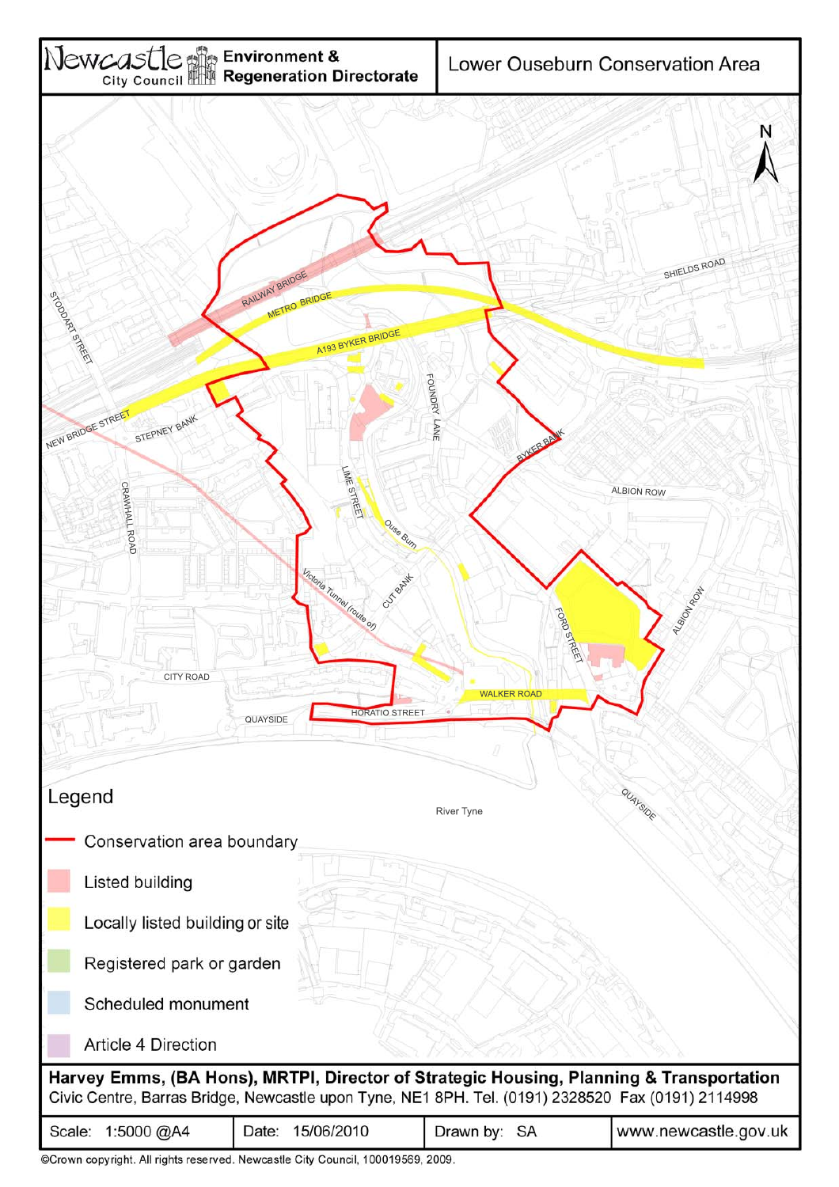# Newcastle City Council — Environment & Regeneration Directorate

## Lower Ouseburn Conservation Area

N

RAILWAY BRIDGE

METRO BRIDGE

A193 BYKER BRIDGE

SHIELDS ROAD

STODDART STREET

NEW BRIDGE STREET

STEPNEY BANK

CRAWHALL ROAD

FOUNDRY LANE

LIME STREET

Ouse Burn

BYKER BANK

ALBION ROW

Victoria Tunnel (route of)

CUT BANK

FORD STREET

ALBION ROW

CITY ROAD

WALKER ROAD

HORATIO STREET

QUAYSIDE

QUAYSIDE

River Tyne

### Legend

- Conservation area boundary
- Listed building
- Locally listed building or site
- Registered park or garden
- Scheduled monument
- Article 4 Direction

**Harvey Emms, (BA Hons), MRTPI, Director of Strategic Housing, Planning & Transportation**
Civic Centre, Barras Bridge, Newcastle upon Tyne, NE1 8PH. Tel. (0191) 2328520 Fax (0191) 2114998

| Scale: 1:5000 @A4 | Date: 15/06/2010 | Drawn by: SA | www.newcastle.gov.uk |
|---|---|---|---|

©Crown copyright. All rights reserved. Newcastle City Council, 100019569, 2009.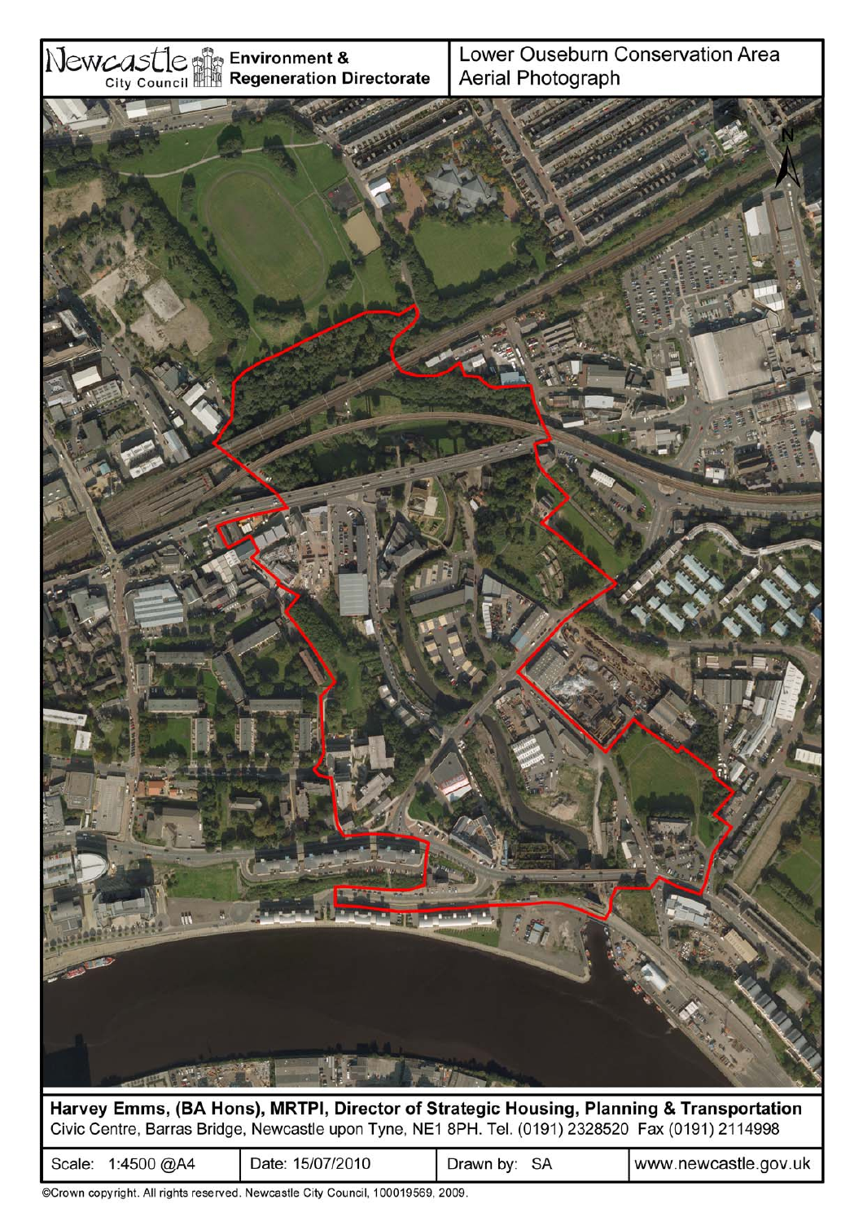Newcastle City Council **Environment & Regeneration Directorate**

Lower Ouseburn Conservation Area
Aerial Photograph

N

**Harvey Emms, (BA Hons), MRTPI, Director of Strategic Housing, Planning & Transportation**
Civic Centre, Barras Bridge, Newcastle upon Tyne, NE1 8PH. Tel. (0191) 2328520 Fax (0191) 2114998

| | | | |
|---|---|---|---|
| Scale: 1:4500 @A4 | Date: 15/07/2010 | Drawn by: SA | www.newcastle.gov.uk |

©Crown copyright. All rights reserved. Newcastle City Council, 100019569, 2009.